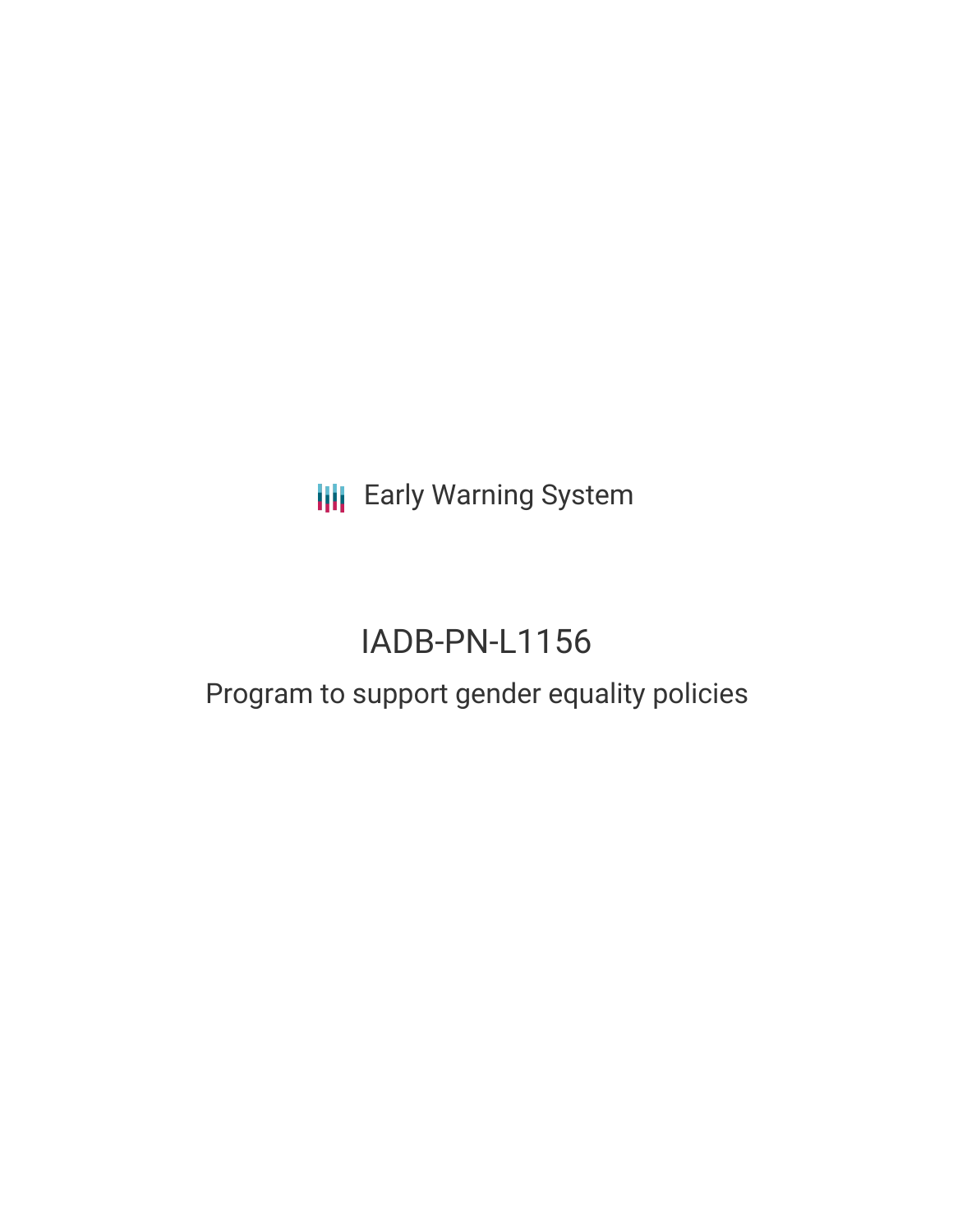Early Warning System

# IADB-PN-L1156

## Program to support gender equality policies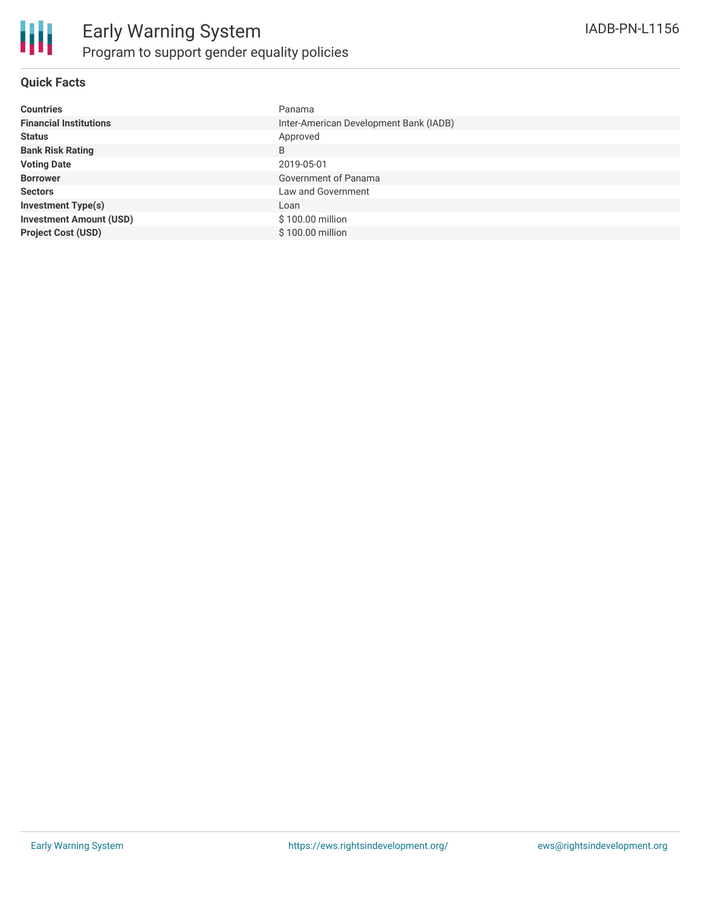# Early Warning System

## Program to support gender equality policies

IADB-PN-L1156

### Quick Facts

| | |
|---|---|
| **Countries** | Panama |
| **Financial Institutions** | Inter-American Development Bank (IADB) |
| **Status** | Approved |
| **Bank Risk Rating** | B |
| **Voting Date** | 2019-05-01 |
| **Borrower** | Government of Panama |
| **Sectors** | Law and Government |
| **Investment Type(s)** | Loan |
| **Investment Amount (USD)** | $ 100.00 million |
| **Project Cost (USD)** | $ 100.00 million |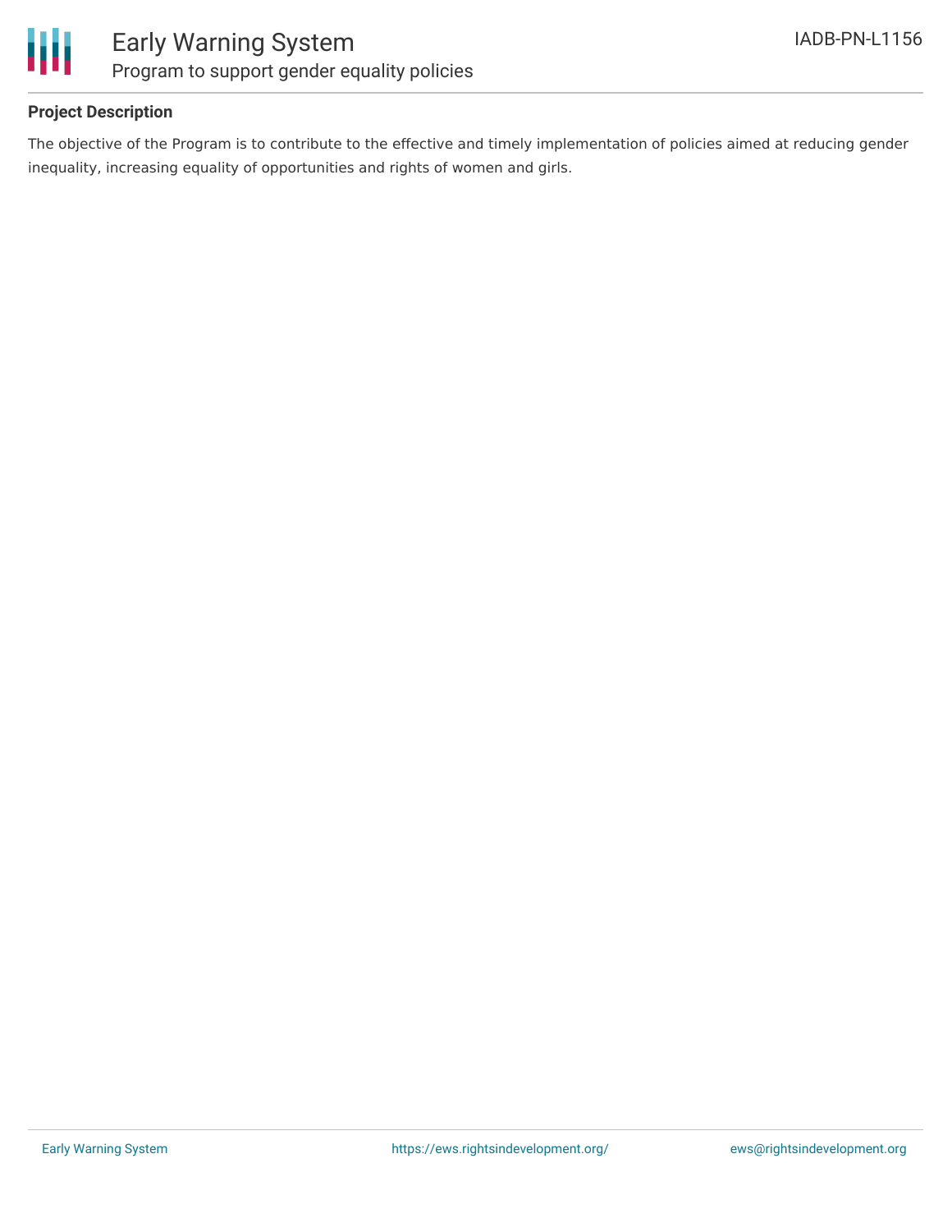**Project Description**

The objective of the Program is to contribute to the effective and timely implementation of policies aimed at reducing gender inequality, increasing equality of opportunities and rights of women and girls.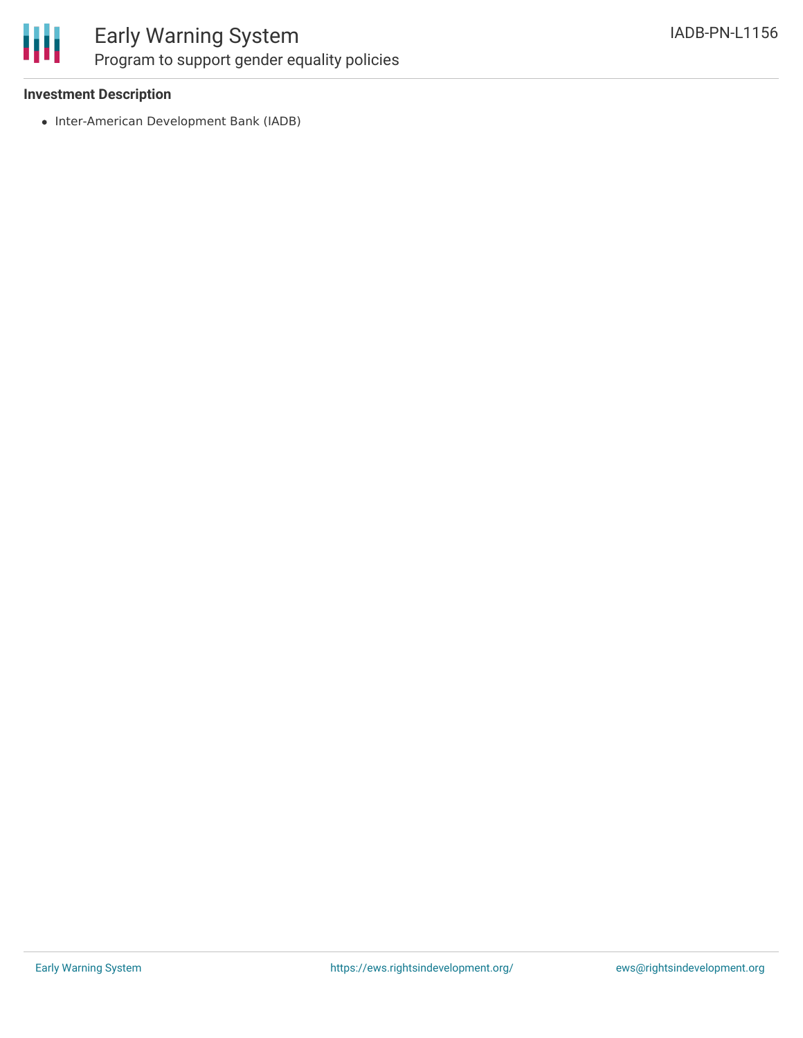### Investment Description

- Inter-American Development Bank (IADB)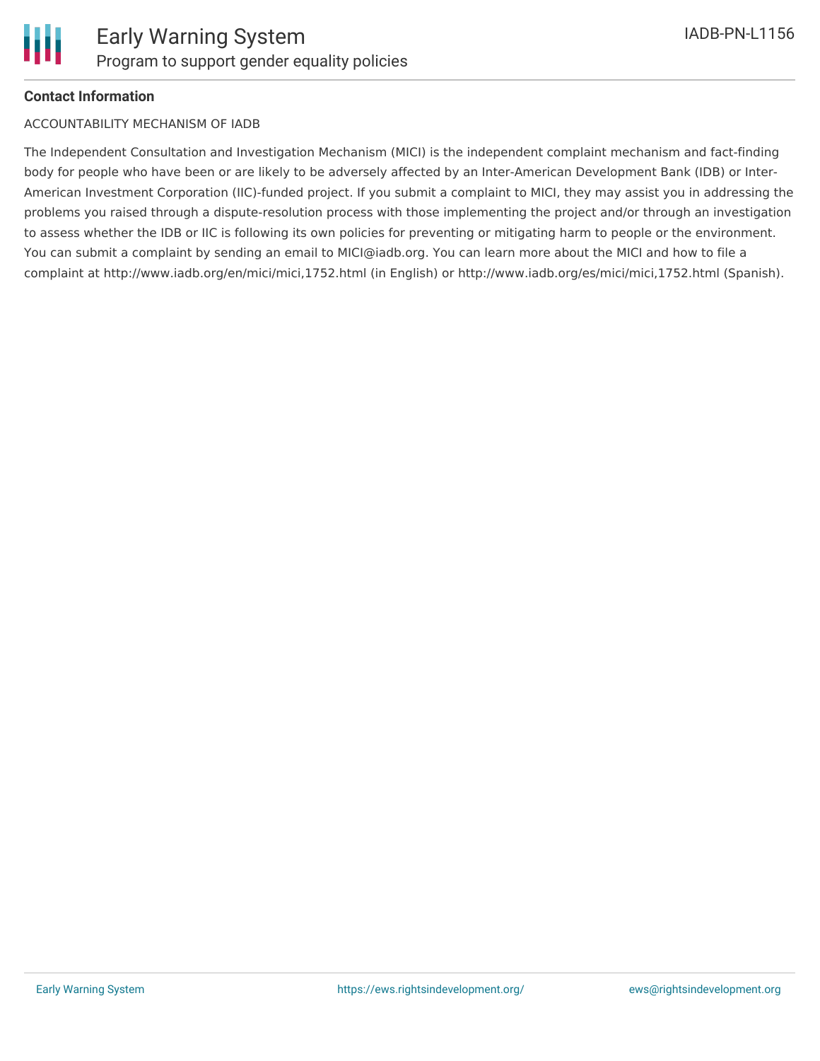**Contact Information**

ACCOUNTABILITY MECHANISM OF IADB

The Independent Consultation and Investigation Mechanism (MICI) is the independent complaint mechanism and fact-finding body for people who have been or are likely to be adversely affected by an Inter-American Development Bank (IDB) or Inter-American Investment Corporation (IIC)-funded project. If you submit a complaint to MICI, they may assist you in addressing the problems you raised through a dispute-resolution process with those implementing the project and/or through an investigation to assess whether the IDB or IIC is following its own policies for preventing or mitigating harm to people or the environment. You can submit a complaint by sending an email to MICI@iadb.org. You can learn more about the MICI and how to file a complaint at http://www.iadb.org/en/mici/mici,1752.html (in English) or http://www.iadb.org/es/mici/mici,1752.html (Spanish).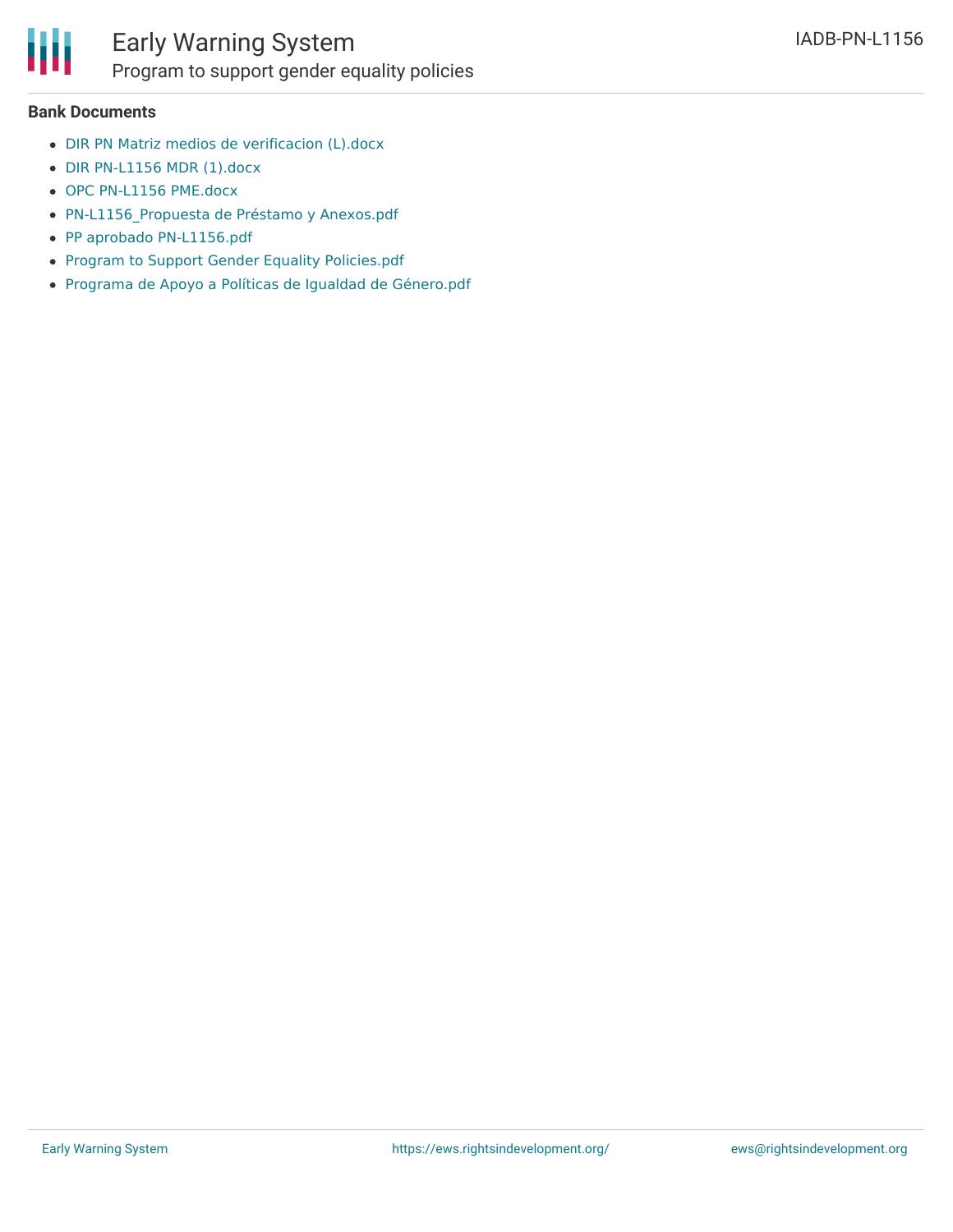### Bank Documents

- DIR PN Matriz medios de verificacion (L).docx
- DIR PN-L1156 MDR (1).docx
- OPC PN-L1156 PME.docx
- PN-L1156_Propuesta de Préstamo y Anexos.pdf
- PP aprobado PN-L1156.pdf
- Program to Support Gender Equality Policies.pdf
- Programa de Apoyo a Políticas de Igualdad de Género.pdf